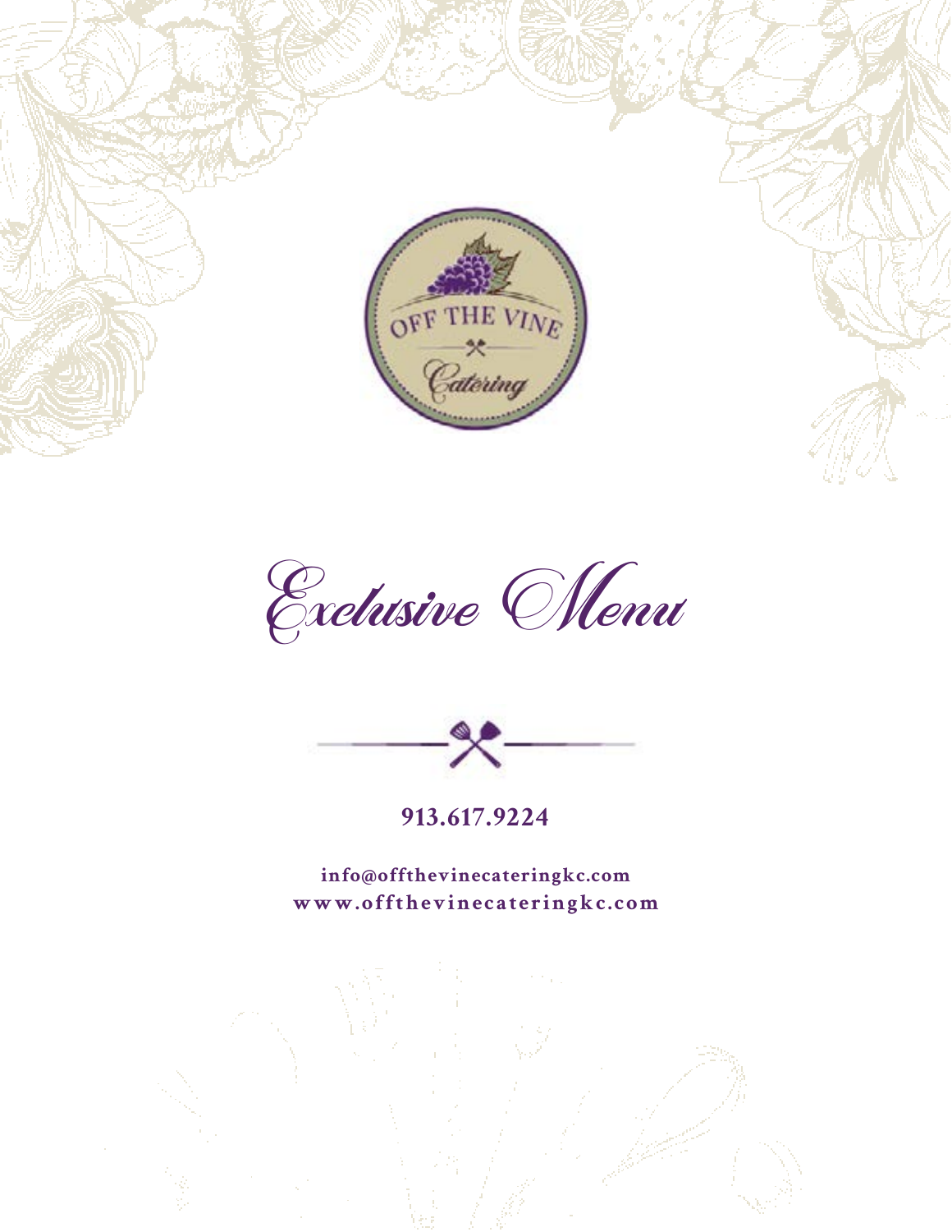OFF THE VINE

Catering

# Exclusive Menu

**913.617.9224**

**info@offthevinecateringkc.com**
**www.offthevinecateringkc.com**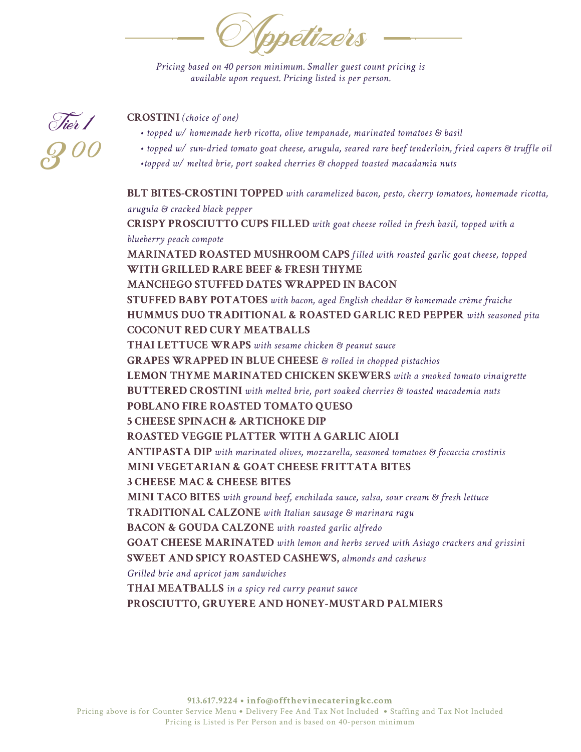# Appetizers

*Pricing based on 40 person minimum. Smaller guest count pricing is available upon request. Pricing listed is per person.*

## Tier 1

## 3.00

**CROSTINI** *(choice of one)*

- *topped w/ homemade herb ricotta, olive tempanade, marinated tomatoes & basil*
- *topped w/ sun-dried tomato goat cheese, arugula, seared rare beef tenderloin, fried capers & truffle oil*
- *topped w/ melted brie, port soaked cherries & chopped toasted macadamia nuts*

**BLT BITES-CROSTINI TOPPED** *with caramelized bacon, pesto, cherry tomatoes, homemade ricotta, arugula & cracked black pepper*

**CRISPY PROSCIUTTO CUPS FILLED** *with goat cheese rolled in fresh basil, topped with a blueberry peach compote*

**MARINATED ROASTED MUSHROOM CAPS** *filled with roasted garlic goat cheese, topped* **WITH GRILLED RARE BEEF & FRESH THYME**

**MANCHEGO STUFFED DATES WRAPPED IN BACON**

**STUFFED BABY POTATOES** *with bacon, aged English cheddar & homemade crème fraiche*

**HUMMUS DUO TRADITIONAL & ROASTED GARLIC RED PEPPER** *with seasoned pita*

**COCONUT RED CURY MEATBALLS**

**THAI LETTUCE WRAPS** *with sesame chicken & peanut sauce*

**GRAPES WRAPPED IN BLUE CHEESE** *& rolled in chopped pistachios*

**LEMON THYME MARINATED CHICKEN SKEWERS** *with a smoked tomato vinaigrette*

**BUTTERED CROSTINI** *with melted brie, port soaked cherries & toasted macademia nuts*

**POBLANO FIRE ROASTED TOMATO QUESO**

**5 CHEESE SPINACH & ARTICHOKE DIP**

**ROASTED VEGGIE PLATTER WITH A GARLIC AIOLI**

**ANTIPASTA DIP** *with marinated olives, mozzarella, seasoned tomatoes & focaccia crostinis*

**MINI VEGETARIAN & GOAT CHEESE FRITTATA BITES**

**3 CHEESE MAC & CHEESE BITES**

**MINI TACO BITES** *with ground beef, enchilada sauce, salsa, sour cream & fresh lettuce*

**TRADITIONAL CALZONE** *with Italian sausage & marinara ragu*

**BACON & GOUDA CALZONE** *with roasted garlic alfredo*

**GOAT CHEESE MARINATED** *with lemon and herbs served with Asiago crackers and grissini*

**SWEET AND SPICY ROASTED CASHEWS,** *almonds and cashews*

*Grilled brie and apricot jam sandwiches*

**THAI MEATBALLS** *in a spicy red curry peanut sauce*

**PROSCIUTTO, GRUYERE AND HONEY-MUSTARD PALMIERS**

**913.617.9224 • info@offthevinecateringkc.com**

Pricing above is for Counter Service Menu • Delivery Fee And Tax Not Included • Staffing and Tax Not Included
Pricing is Listed is Per Person and is based on 40-person minimum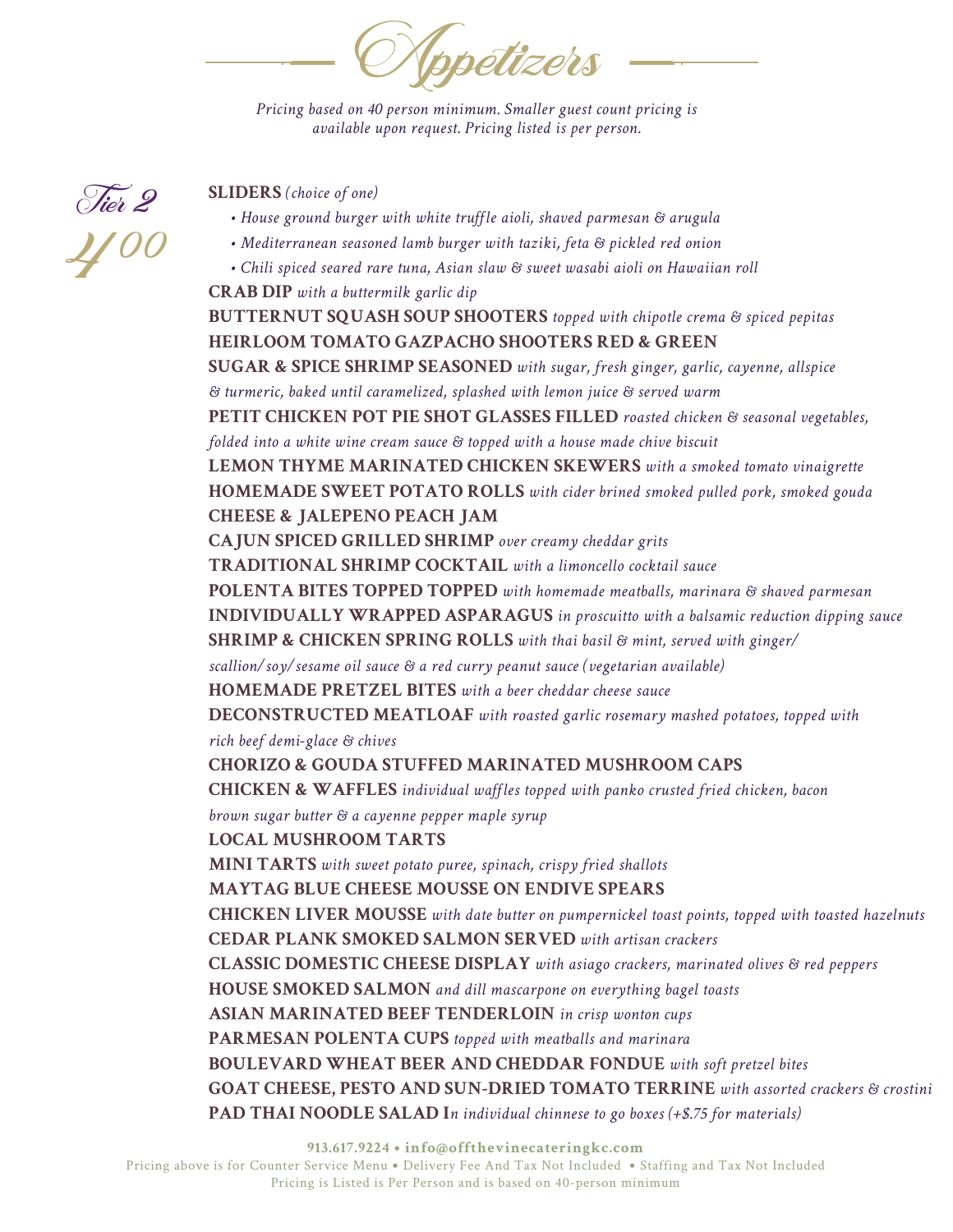# Appetizers

*Pricing based on 40 person minimum. Smaller guest count pricing is available upon request. Pricing listed is per person.*

## Tier 2

## 4.00

**SLIDERS** *(choice of one)*

- *House ground burger with white truffle aioli, shaved parmesan & arugula*
- *Mediterranean seasoned lamb burger with taziki, feta & pickled red onion*
- *Chili spiced seared rare tuna, Asian slaw & sweet wasabi aioli on Hawaiian roll*

**CRAB DIP** *with a buttermilk garlic dip*

**BUTTERNUT SQUASH SOUP SHOOTERS** *topped with chipotle crema & spiced pepitas*

**HEIRLOOM TOMATO GAZPACHO SHOOTERS RED & GREEN**

**SUGAR & SPICE SHRIMP SEASONED** *with sugar, fresh ginger, garlic, cayenne, allspice & turmeric, baked until caramelized, splashed with lemon juice & served warm*

**PETIT CHICKEN POT PIE SHOT GLASSES FILLED** *roasted chicken & seasonal vegetables, folded into a white wine cream sauce & topped with a house made chive biscuit*

**LEMON THYME MARINATED CHICKEN SKEWERS** *with a smoked tomato vinaigrette*

**HOMEMADE SWEET POTATO ROLLS** *with cider brined smoked pulled pork, smoked gouda*

**CHEESE & JALEPENO PEACH JAM**

**CAJUN SPICED GRILLED SHRIMP** *over creamy cheddar grits*

**TRADITIONAL SHRIMP COCKTAIL** *with a limoncello cocktail sauce*

**POLENTA BITES TOPPED TOPPED** *with homemade meatballs, marinara & shaved parmesan*

**INDIVIDUALLY WRAPPED ASPARAGUS** *in proscuitto with a balsamic reduction dipping sauce*

**SHRIMP & CHICKEN SPRING ROLLS** *with thai basil & mint, served with ginger/ scallion/soy/sesame oil sauce & a red curry peanut sauce (vegetarian available)*

**HOMEMADE PRETZEL BITES** *with a beer cheddar cheese sauce*

**DECONSTRUCTED MEATLOAF** *with roasted garlic rosemary mashed potatoes, topped with rich beef demi-glace & chives*

**CHORIZO & GOUDA STUFFED MARINATED MUSHROOM CAPS**

**CHICKEN & WAFFLES** *individual waffles topped with panko crusted fried chicken, bacon brown sugar butter & a cayenne pepper maple syrup*

**LOCAL MUSHROOM TARTS**

**MINI TARTS** *with sweet potato puree, spinach, crispy fried shallots*

**MAYTAG BLUE CHEESE MOUSSE ON ENDIVE SPEARS**

**CHICKEN LIVER MOUSSE** *with date butter on pumpernickel toast points, topped with toasted hazelnuts*

**CEDAR PLANK SMOKED SALMON SERVED** *with artisan crackers*

**CLASSIC DOMESTIC CHEESE DISPLAY** *with asiago crackers, marinated olives & red peppers*

**HOUSE SMOKED SALMON** *and dill mascarpone on everything bagel toasts*

**ASIAN MARINATED BEEF TENDERLOIN** *in crisp wonton cups*

**PARMESAN POLENTA CUPS** *topped with meatballs and marinara*

**BOULEVARD WHEAT BEER AND CHEDDAR FONDUE** *with soft pretzel bites*

**GOAT CHEESE, PESTO AND SUN-DRIED TOMATO TERRINE** *with assorted crackers & crostini*

**PAD THAI NOODLE SALAD I***n individual chinnese to go boxes (+$.75 for materials)*

**913.617.9224 • info@offthevinecateringkc.com**

Pricing above is for Counter Service Menu • Delivery Fee And Tax Not Included • Staffing and Tax Not Included
Pricing is Listed is Per Person and is based on 40-person minimum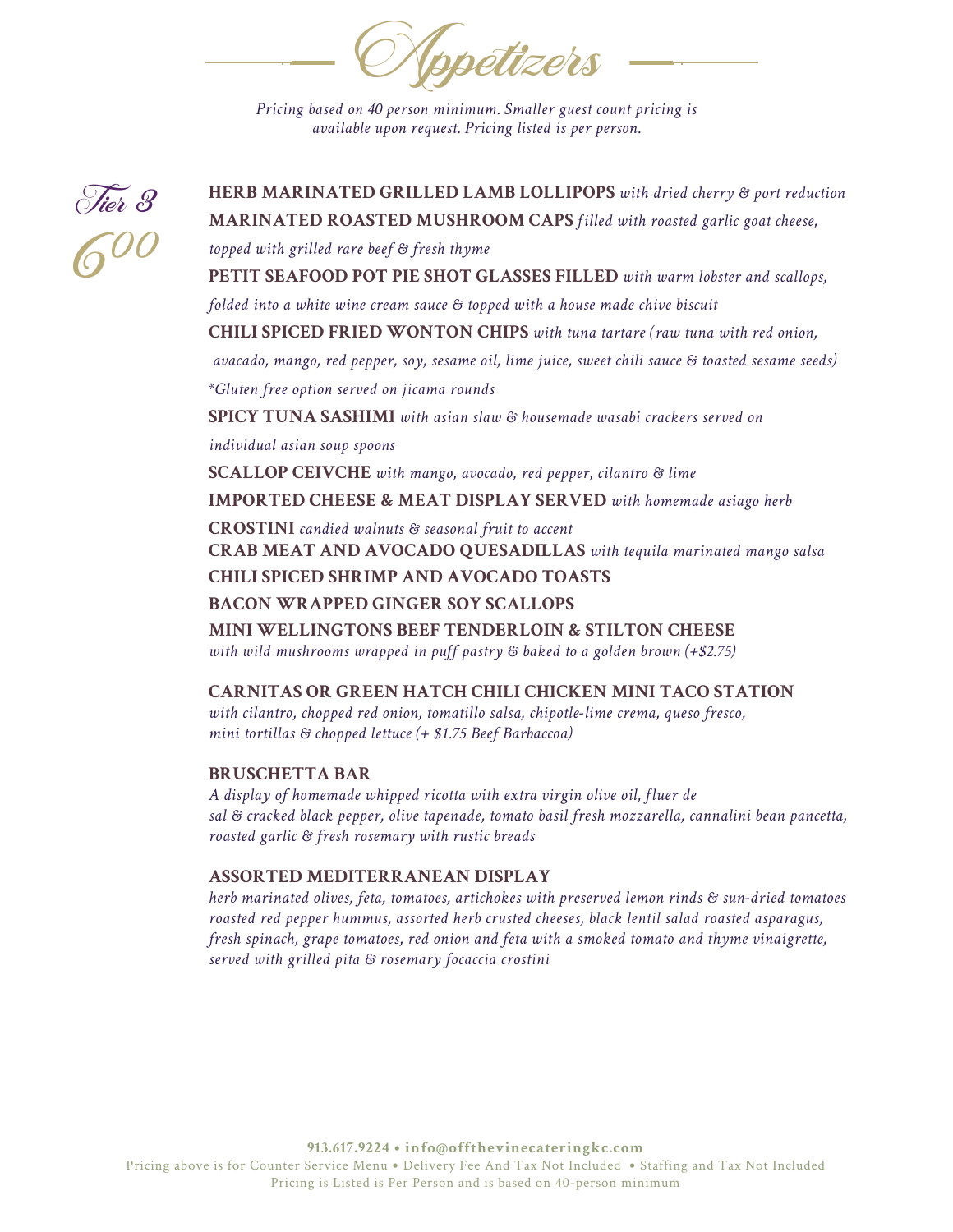# Appetizers

*Pricing based on 40 person minimum. Smaller guest count pricing is available upon request. Pricing listed is per person.*

## Tier 3

## 6.00

**HERB MARINATED GRILLED LAMB LOLLIPOPS** *with dried cherry & port reduction*

**MARINATED ROASTED MUSHROOM CAPS** *filled with roasted garlic goat cheese, topped with grilled rare beef & fresh thyme*

**PETIT SEAFOOD POT PIE SHOT GLASSES FILLED** *with warm lobster and scallops, folded into a white wine cream sauce & topped with a house made chive biscuit*

**CHILI SPICED FRIED WONTON CHIPS** *with tuna tartare (raw tuna with red onion, avacado, mango, red pepper, soy, sesame oil, lime juice, sweet chili sauce & toasted sesame seeds)*

*\*Gluten free option served on jicama rounds*

**SPICY TUNA SASHIMI** *with asian slaw & housemade wasabi crackers served on individual asian soup spoons*

**SCALLOP CEIVCHE** *with mango, avocado, red pepper, cilantro & lime*

**IMPORTED CHEESE & MEAT DISPLAY SERVED** *with homemade asiago herb*

**CROSTINI** *candied walnuts & seasonal fruit to accent*

**CRAB MEAT AND AVOCADO QUESADILLAS** *with tequila marinated mango salsa*

**CHILI SPICED SHRIMP AND AVOCADO TOASTS**

**BACON WRAPPED GINGER SOY SCALLOPS**

**MINI WELLINGTONS BEEF TENDERLOIN & STILTON CHEESE**
*with wild mushrooms wrapped in puff pastry & baked to a golden brown (+$2.75)*

**CARNITAS OR GREEN HATCH CHILI CHICKEN MINI TACO STATION**
*with cilantro, chopped red onion, tomatillo salsa, chipotle-lime crema, queso fresco, mini tortillas & chopped lettuce (+ $1.75 Beef Barbaccoa)*

**BRUSCHETTA BAR**
*A display of homemade whipped ricotta with extra virgin olive oil, fluer de sal & cracked black pepper, olive tapenade, tomato basil fresh mozzarella, cannalini bean pancetta, roasted garlic & fresh rosemary with rustic breads*

**ASSORTED MEDITERRANEAN DISPLAY**
*herb marinated olives, feta, tomatoes, artichokes with preserved lemon rinds & sun-dried tomatoes roasted red pepper hummus, assorted herb crusted cheeses, black lentil salad roasted asparagus, fresh spinach, grape tomatoes, red onion and feta with a smoked tomato and thyme vinaigrette, served with grilled pita & rosemary focaccia crostini*

**913.617.9224 • info@offthevinecateringkc.com**

Pricing above is for Counter Service Menu • Delivery Fee And Tax Not Included • Staffing and Tax Not Included
Pricing is Listed is Per Person and is based on 40-person minimum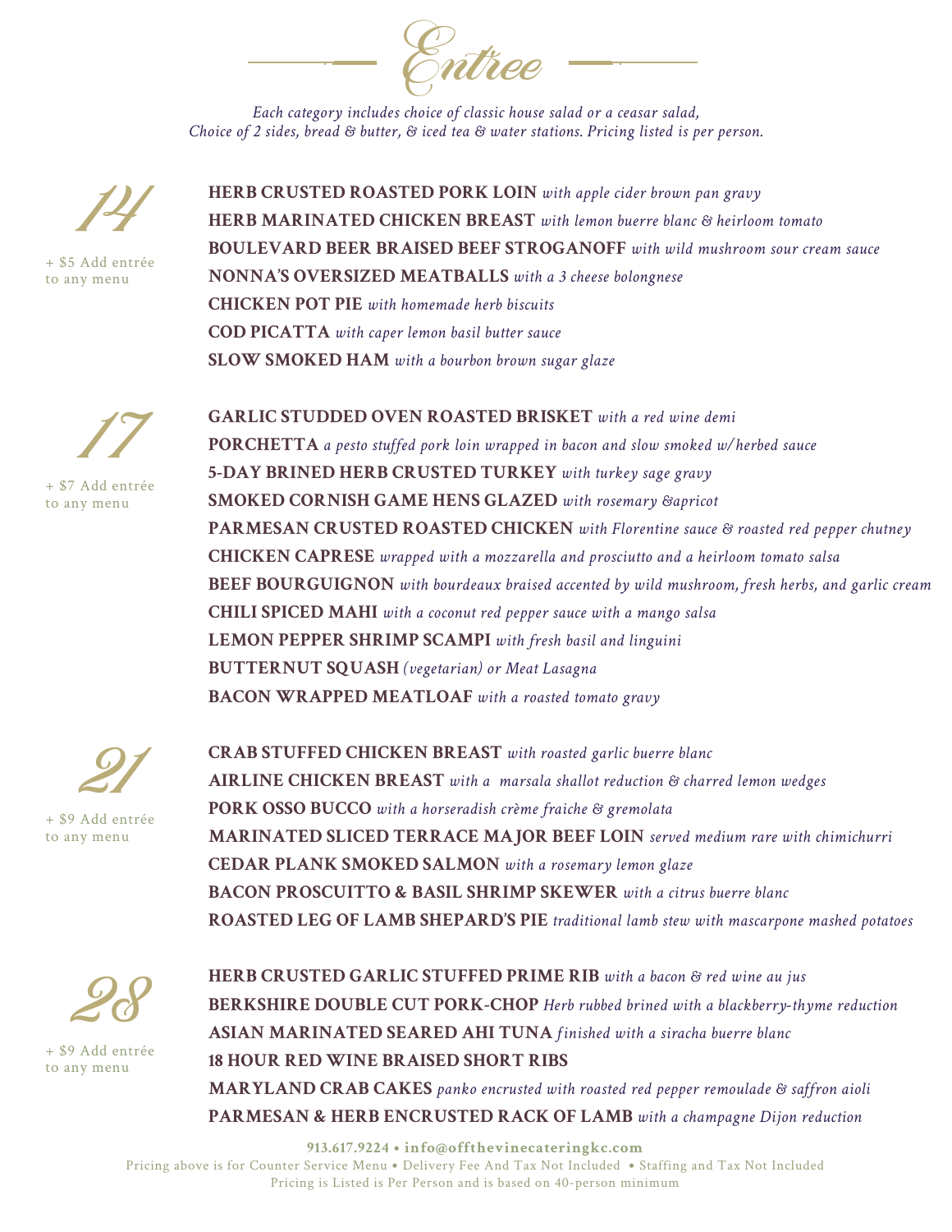# Entree

*Each category includes choice of classic house salad or a ceasar salad, Choice of 2 sides, bread & butter, & iced tea & water stations. Pricing listed is per person.*

## 14

+ $5 Add entrée to any menu

**HERB CRUSTED ROASTED PORK LOIN** *with apple cider brown pan gravy*
**HERB MARINATED CHICKEN BREAST** *with lemon buerre blanc & heirloom tomato*
**BOULEVARD BEER BRAISED BEEF STROGANOFF** *with wild mushroom sour cream sauce*
**NONNA'S OVERSIZED MEATBALLS** *with a 3 cheese bolongnese*
**CHICKEN POT PIE** *with homemade herb biscuits*
**COD PICATTA** *with caper lemon basil butter sauce*
**SLOW SMOKED HAM** *with a bourbon brown sugar glaze*

## 17

+ $7 Add entrée to any menu

**GARLIC STUDDED OVEN ROASTED BRISKET** *with a red wine demi*
**PORCHETTA** *a pesto stuffed pork loin wrapped in bacon and slow smoked w/ herbed sauce*
**5-DAY BRINED HERB CRUSTED TURKEY** *with turkey sage gravy*
**SMOKED CORNISH GAME HENS GLAZED** *with rosemary &apricot*
**PARMESAN CRUSTED ROASTED CHICKEN** *with Florentine sauce & roasted red pepper chutney*
**CHICKEN CAPRESE** *wrapped with a mozzarella and prosciutto and a heirloom tomato salsa*
**BEEF BOURGUIGNON** *with bourdeaux braised accented by wild mushroom, fresh herbs, and garlic cream*
**CHILI SPICED MAHI** *with a coconut red pepper sauce with a mango salsa*
**LEMON PEPPER SHRIMP SCAMPI** *with fresh basil and linguini*
**BUTTERNUT SQUASH** *(vegetarian) or Meat Lasagna*
**BACON WRAPPED MEATLOAF** *with a roasted tomato gravy*

## 21

+ $9 Add entrée to any menu

**CRAB STUFFED CHICKEN BREAST** *with roasted garlic buerre blanc*
**AIRLINE CHICKEN BREAST** *with a marsala shallot reduction & charred lemon wedges*
**PORK OSSO BUCCO** *with a horseradish crème fraiche & gremolata*
**MARINATED SLICED TERRACE MAJOR BEEF LOIN** *served medium rare with chimichurri*
**CEDAR PLANK SMOKED SALMON** *with a rosemary lemon glaze*
**BACON PROSCUITTO & BASIL SHRIMP SKEWER** *with a citrus buerre blanc*
**ROASTED LEG OF LAMB SHEPARD'S PIE** *traditional lamb stew with mascarpone mashed potatoes*

## 28

+ $9 Add entrée to any menu

**HERB CRUSTED GARLIC STUFFED PRIME RIB** *with a bacon & red wine au jus*
**BERKSHIRE DOUBLE CUT PORK-CHOP** *Herb rubbed brined with a blackberry-thyme reduction*
**ASIAN MARINATED SEARED AHI TUNA** *finished with a siracha buerre blanc*
**18 HOUR RED WINE BRAISED SHORT RIBS**
**MARYLAND CRAB CAKES** *panko encrusted with roasted red pepper remoulade & saffron aioli*
**PARMESAN & HERB ENCRUSTED RACK OF LAMB** *with a champagne Dijon reduction*

**913.617.9224 • info@offthevinecateringkc.com**
Pricing above is for Counter Service Menu • Delivery Fee And Tax Not Included • Staffing and Tax Not Included
Pricing is Listed is Per Person and is based on 40-person minimum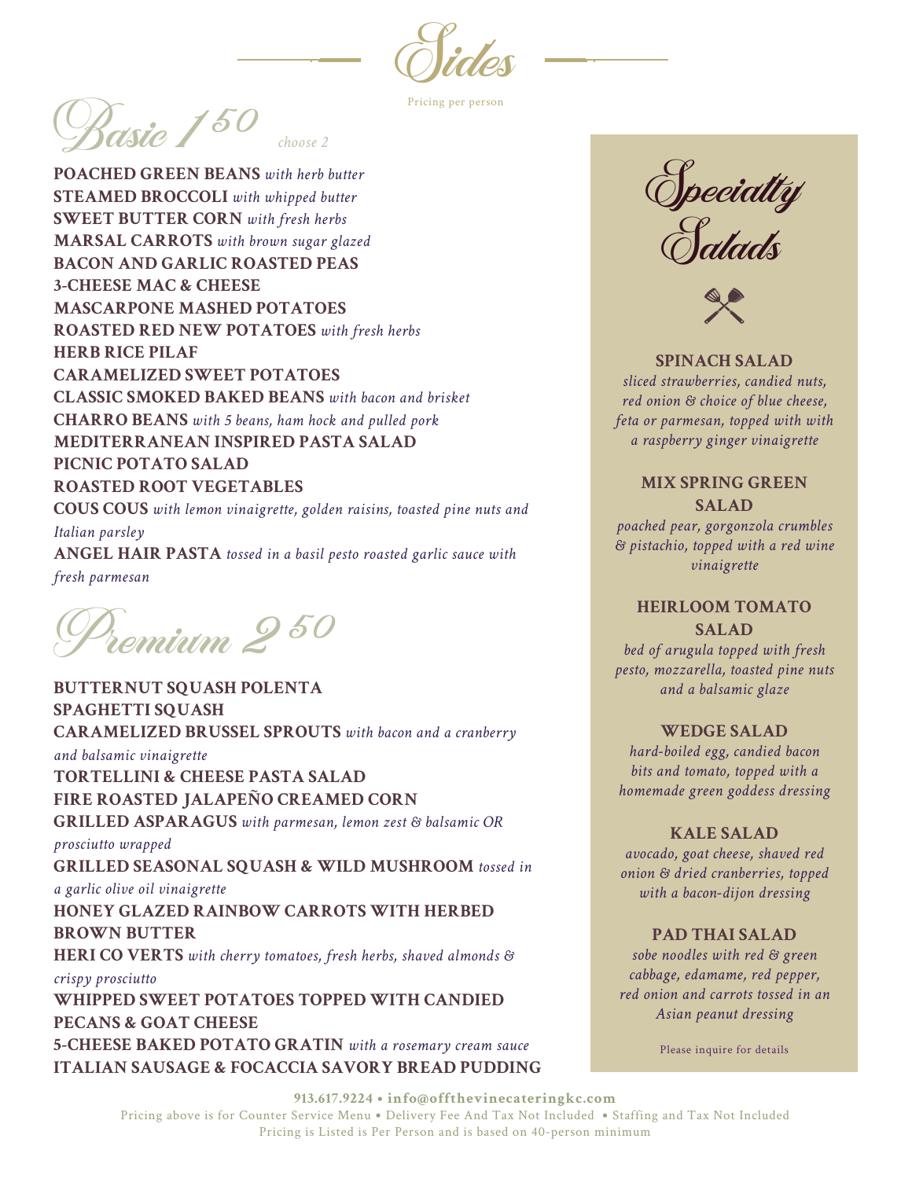# Sides

Pricing per person

## Basic 1.50

*choose 2*

**POACHED GREEN BEANS** *with herb butter*
**STEAMED BROCCOLI** *with whipped butter*
**SWEET BUTTER CORN** *with fresh herbs*
**MARSAL CARROTS** *with brown sugar glazed*
**BACON AND GARLIC ROASTED PEAS**
**3-CHEESE MAC & CHEESE**
**MASCARPONE MASHED POTATOES**
**ROASTED RED NEW POTATOES** *with fresh herbs*
**HERB RICE PILAF**
**CARAMELIZED SWEET POTATOES**
**CLASSIC SMOKED BAKED BEANS** *with bacon and brisket*
**CHARRO BEANS** *with 5 beans, ham hock and pulled pork*
**MEDITERRANEAN INSPIRED PASTA SALAD**
**PICNIC POTATO SALAD**
**ROASTED ROOT VEGETABLES**
**COUS COUS** *with lemon vinaigrette, golden raisins, toasted pine nuts and Italian parsley*
**ANGEL HAIR PASTA** *tossed in a basil pesto roasted garlic sauce with fresh parmesan*

## Premium 2.50

**BUTTERNUT SQUASH POLENTA**
**SPAGHETTI SQUASH**
**CARAMELIZED BRUSSEL SPROUTS** *with bacon and a cranberry and balsamic vinaigrette*
**TORTELLINI & CHEESE PASTA SALAD**
**FIRE ROASTED JALAPEÑO CREAMED CORN**
**GRILLED ASPARAGUS** *with parmesan, lemon zest & balsamic OR prosciutto wrapped*
**GRILLED SEASONAL SQUASH & WILD MUSHROOM** *tossed in a garlic olive oil vinaigrette*
**HONEY GLAZED RAINBOW CARROTS WITH HERBED BROWN BUTTER**
**HERI CO VERTS** *with cherry tomatoes, fresh herbs, shaved almonds & crispy prosciutto*
**WHIPPED SWEET POTATOES TOPPED WITH CANDIED PECANS & GOAT CHEESE**
**5-CHEESE BAKED POTATO GRATIN** *with a rosemary cream sauce*
**ITALIAN SAUSAGE & FOCACCIA SAVORY BREAD PUDDING**

## Specialty Salads

**SPINACH SALAD**
*sliced strawberries, candied nuts, red onion & choice of blue cheese, feta or parmesan, topped with with a raspberry ginger vinaigrette*

**MIX SPRING GREEN SALAD**
*poached pear, gorgonzola crumbles & pistachio, topped with a red wine vinaigrette*

**HEIRLOOM TOMATO SALAD**
*bed of arugula topped with fresh pesto, mozzarella, toasted pine nuts and a balsamic glaze*

**WEDGE SALAD**
*hard-boiled egg, candied bacon bits and tomato, topped with a homemade green goddess dressing*

**KALE SALAD**
*avocado, goat cheese, shaved red onion & dried cranberries, topped with a bacon-dijon dressing*

**PAD THAI SALAD**
*sobe noodles with red & green cabbage, edamame, red pepper, red onion and carrots tossed in an Asian peanut dressing*

Please inquire for details

**913.617.9224 • info@offthevinecateringkc.com**
Pricing above is for Counter Service Menu • Delivery Fee And Tax Not Included • Staffing and Tax Not Included
Pricing is Listed is Per Person and is based on 40-person minimum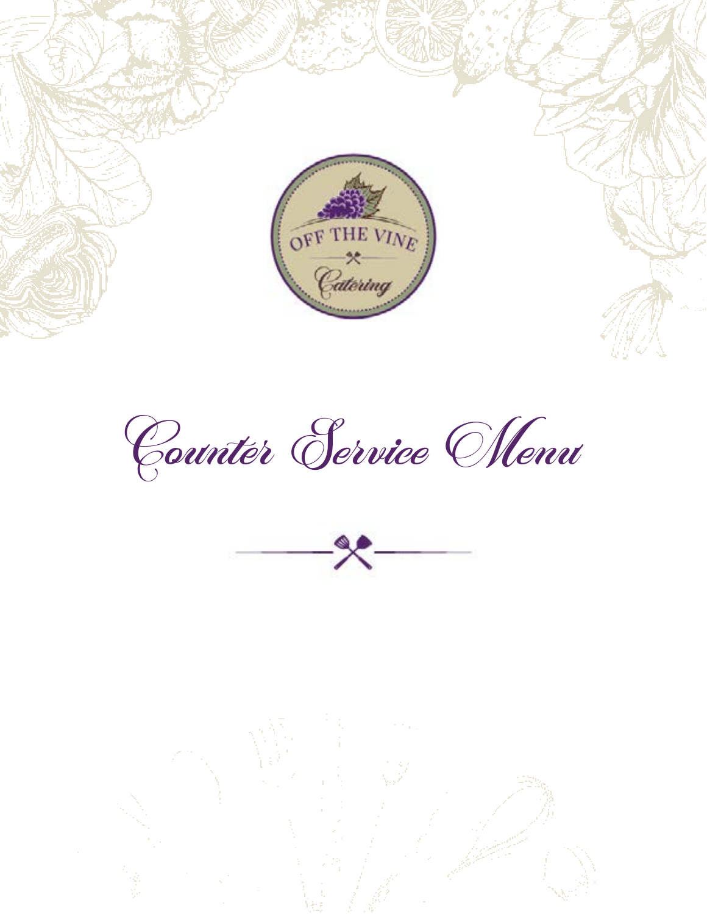OFF THE VINE

Catering

# Counter Service Menu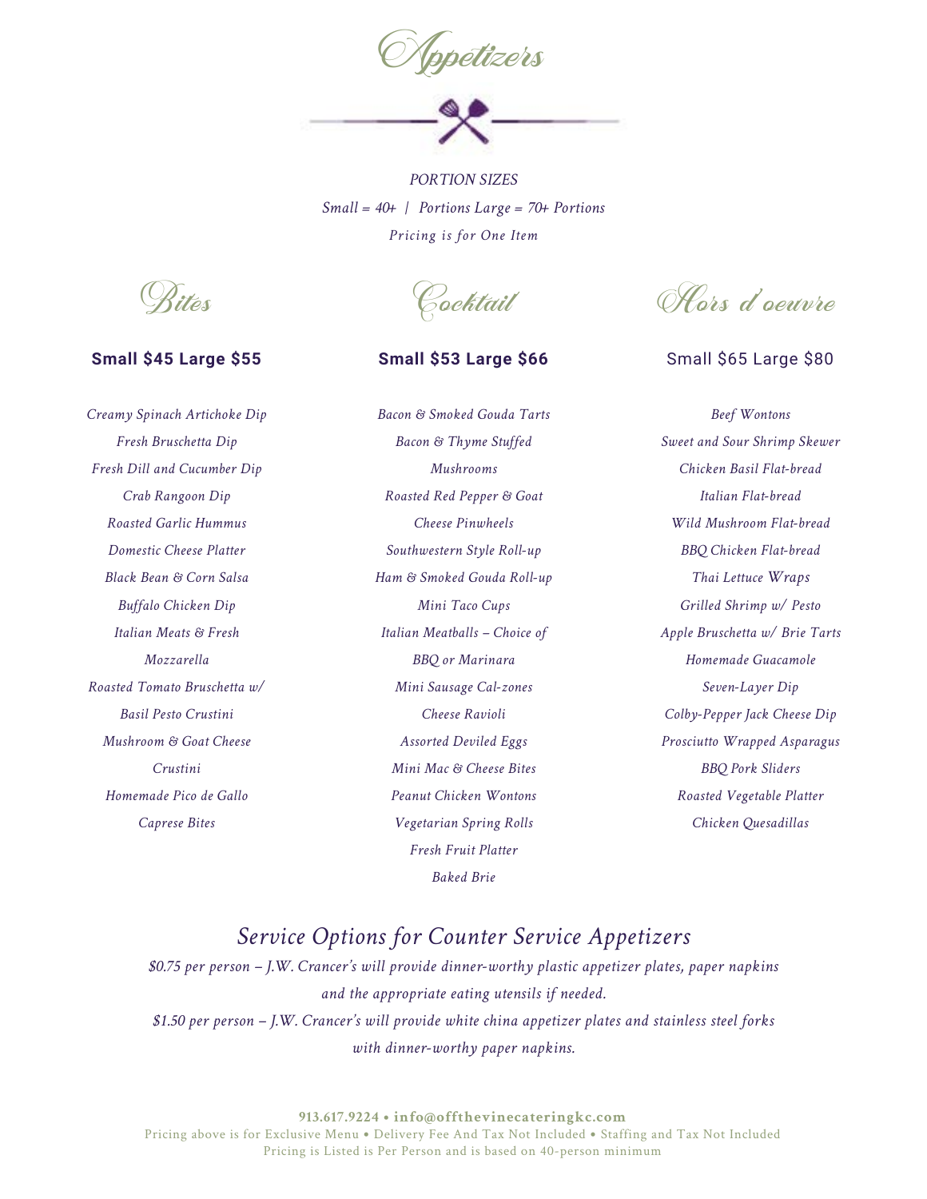# Appetizers

*PORTION SIZES*

*Small = 40+ | Portions Large = 70+ Portions*

*Pricing is for One Item*

## Bites

**Small $45 Large $55**

*Creamy Spinach Artichoke Dip*
*Fresh Bruschetta Dip*
*Fresh Dill and Cucumber Dip*
*Crab Rangoon Dip*
*Roasted Garlic Hummus*
*Domestic Cheese Platter*
*Black Bean & Corn Salsa*
*Buffalo Chicken Dip*
*Italian Meats & Fresh Mozzarella*
*Roasted Tomato Bruschetta w/ Basil Pesto Crustini*
*Mushroom & Goat Cheese Crustini*
*Homemade Pico de Gallo*
*Caprese Bites*

## Cocktail

**Small $53 Large $66**

*Bacon & Smoked Gouda Tarts*
*Bacon & Thyme Stuffed Mushrooms*
*Roasted Red Pepper & Goat Cheese Pinwheels*
*Southwestern Style Roll-up*
*Ham & Smoked Gouda Roll-up*
*Mini Taco Cups*
*Italian Meatballs – Choice of BBQ or Marinara*
*Mini Sausage Cal-zones*
*Cheese Ravioli*
*Assorted Deviled Eggs*
*Mini Mac & Cheese Bites*
*Peanut Chicken Wontons*
*Vegetarian Spring Rolls*
*Fresh Fruit Platter*
*Baked Brie*

## Hors d'oeuvre

Small $65 Large $80

*Beef Wontons*
*Sweet and Sour Shrimp Skewer*
*Chicken Basil Flat-bread*
*Italian Flat-bread*
*Wild Mushroom Flat-bread*
*BBQ Chicken Flat-bread*
*Thai Lettuce Wraps*
*Grilled Shrimp w/ Pesto*
*Apple Bruschetta w/ Brie Tarts*
*Homemade Guacamole*
*Seven-Layer Dip*
*Colby-Pepper Jack Cheese Dip*
*Prosciutto Wrapped Asparagus*
*BBQ Pork Sliders*
*Roasted Vegetable Platter*
*Chicken Quesadillas*

## *Service Options for Counter Service Appetizers*

*$0.75 per person – J.W. Crancer's will provide dinner-worthy plastic appetizer plates, paper napkins and the appropriate eating utensils if needed.*

*$1.50 per person – J.W. Crancer's will provide white china appetizer plates and stainless steel forks with dinner-worthy paper napkins.*

**913.617.9224 • info@offthevinecateringkc.com**

Pricing above is for Exclusive Menu • Delivery Fee And Tax Not Included • Staffing and Tax Not Included
Pricing is Listed is Per Person and is based on 40-person minimum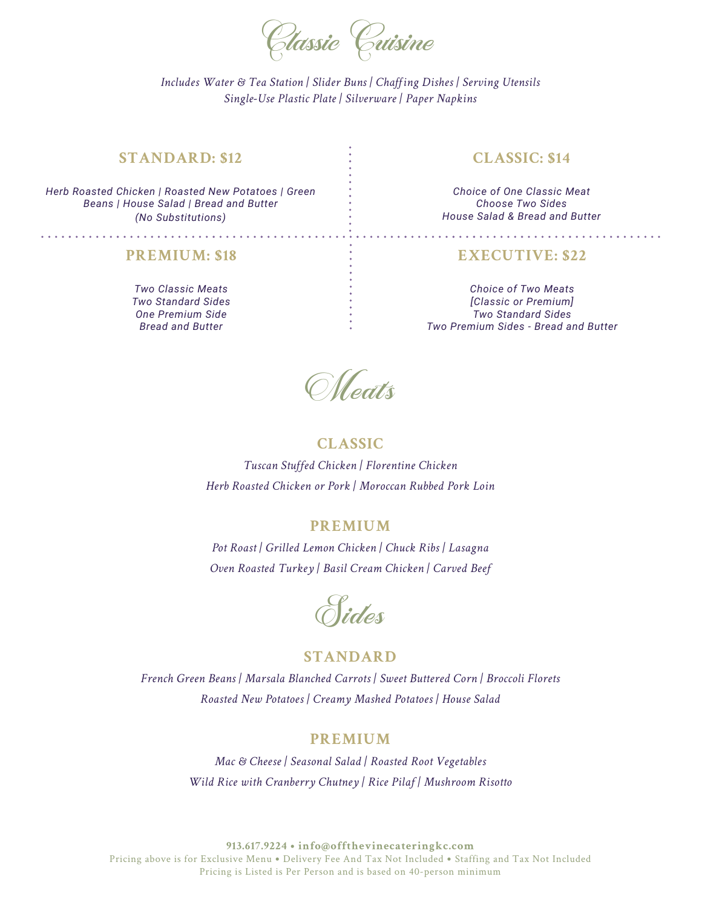# Classic Cuisine

*Includes Water & Tea Station | Slider Buns | Chaffing Dishes | Serving Utensils*
*Single-Use Plastic Plate | Silverware | Paper Napkins*

## STANDARD: $12

*Herb Roasted Chicken | Roasted New Potatoes | Green Beans | House Salad | Bread and Butter*
*(No Substitutions)*

## CLASSIC: $14

*Choice of One Classic Meat*
*Choose Two Sides*
*House Salad & Bread and Butter*

## PREMIUM: $18

*Two Classic Meats*
*Two Standard Sides*
*One Premium Side*
*Bread and Butter*

## EXECUTIVE: $22

*Choice of Two Meats*
*[Classic or Premium]*
*Two Standard Sides*
*Two Premium Sides - Bread and Butter*

# Meats

## CLASSIC

*Tuscan Stuffed Chicken | Florentine Chicken*
*Herb Roasted Chicken or Pork | Moroccan Rubbed Pork Loin*

## PREMIUM

*Pot Roast | Grilled Lemon Chicken | Chuck Ribs | Lasagna*
*Oven Roasted Turkey | Basil Cream Chicken | Carved Beef*

# Sides

## STANDARD

*French Green Beans | Marsala Blanched Carrots | Sweet Buttered Corn | Broccoli Florets*
*Roasted New Potatoes | Creamy Mashed Potatoes | House Salad*

## PREMIUM

*Mac & Cheese | Seasonal Salad | Roasted Root Vegetables*
*Wild Rice with Cranberry Chutney | Rice Pilaf | Mushroom Risotto*

**913.617.9224 • info@offthevinecateringkc.com**
Pricing above is for Exclusive Menu • Delivery Fee And Tax Not Included • Staffing and Tax Not Included
Pricing is Listed is Per Person and is based on 40-person minimum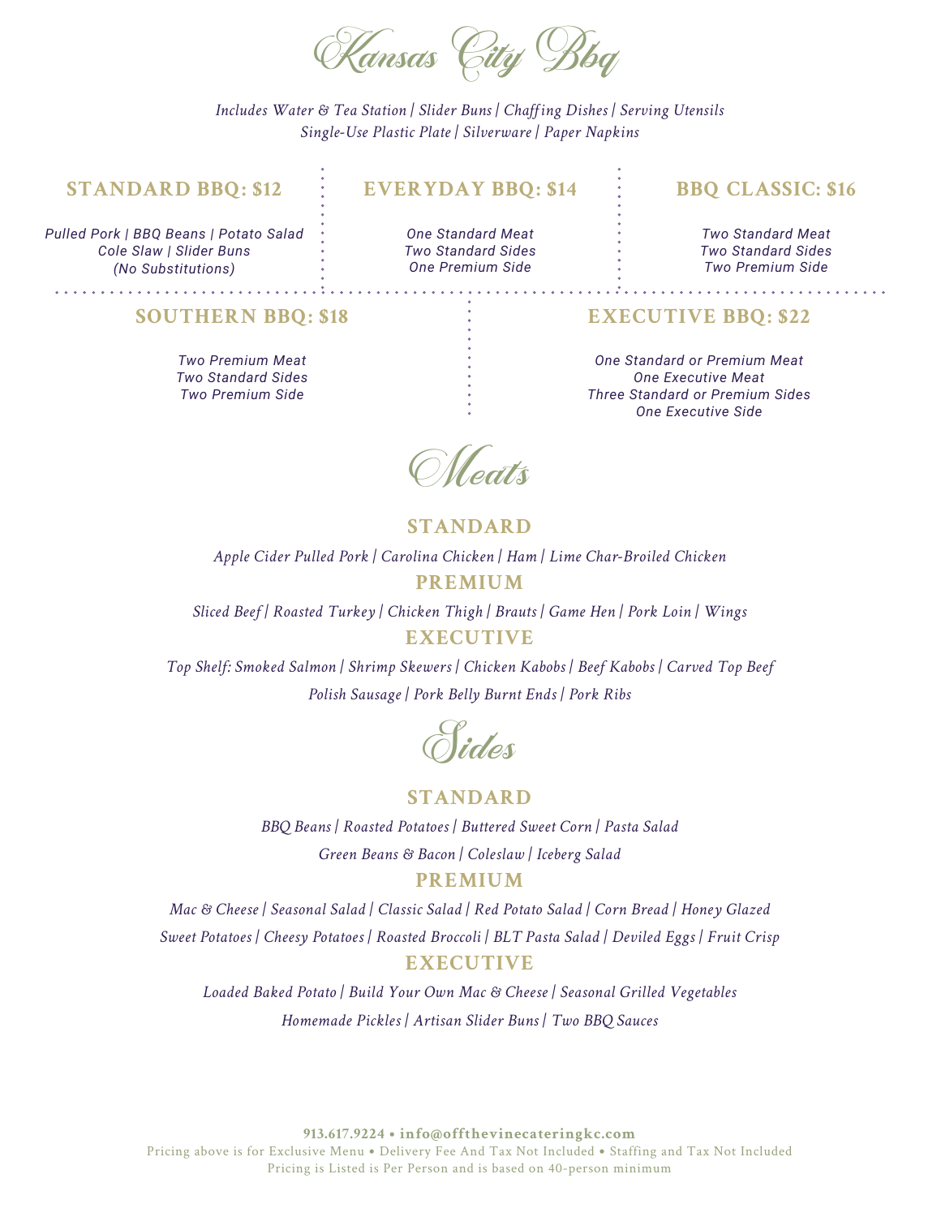# Kansas City Bbq

*Includes Water & Tea Station | Slider Buns | Chaffing Dishes | Serving Utensils*
*Single-Use Plastic Plate | Silverware | Paper Napkins*

## STANDARD BBQ: $12

*Pulled Pork | BBQ Beans | Potato Salad*
*Cole Slaw | Slider Buns*
*(No Substitutions)*

## EVERYDAY BBQ: $14

*One Standard Meat*
*Two Standard Sides*
*One Premium Side*

## BBQ CLASSIC: $16

*Two Standard Meat*
*Two Standard Sides*
*Two Premium Side*

## SOUTHERN BBQ: $18

*Two Premium Meat*
*Two Standard Sides*
*Two Premium Side*

## EXECUTIVE BBQ: $22

*One Standard or Premium Meat*
*One Executive Meat*
*Three Standard or Premium Sides*
*One Executive Side*

# Meats

## STANDARD

*Apple Cider Pulled Pork | Carolina Chicken | Ham | Lime Char-Broiled Chicken*

## PREMIUM

*Sliced Beef | Roasted Turkey | Chicken Thigh | Brauts | Game Hen | Pork Loin | Wings*

## EXECUTIVE

*Top Shelf: Smoked Salmon | Shrimp Skewers | Chicken Kabobs | Beef Kabobs | Carved Top Beef*
*Polish Sausage | Pork Belly Burnt Ends | Pork Ribs*

# Sides

## STANDARD

*BBQ Beans | Roasted Potatoes | Buttered Sweet Corn | Pasta Salad*
*Green Beans & Bacon | Coleslaw | Iceberg Salad*

## PREMIUM

*Mac & Cheese | Seasonal Salad | Classic Salad | Red Potato Salad | Corn Bread | Honey Glazed*
*Sweet Potatoes | Cheesy Potatoes | Roasted Broccoli | BLT Pasta Salad | Deviled Eggs | Fruit Crisp*

## EXECUTIVE

*Loaded Baked Potato | Build Your Own Mac & Cheese | Seasonal Grilled Vegetables*
*Homemade Pickles | Artisan Slider Buns | Two BBQ Sauces*

**913.617.9224 • info@offthevinecateringkc.com**
Pricing above is for Exclusive Menu • Delivery Fee And Tax Not Included • Staffing and Tax Not Included
Pricing is Listed is Per Person and is based on 40-person minimum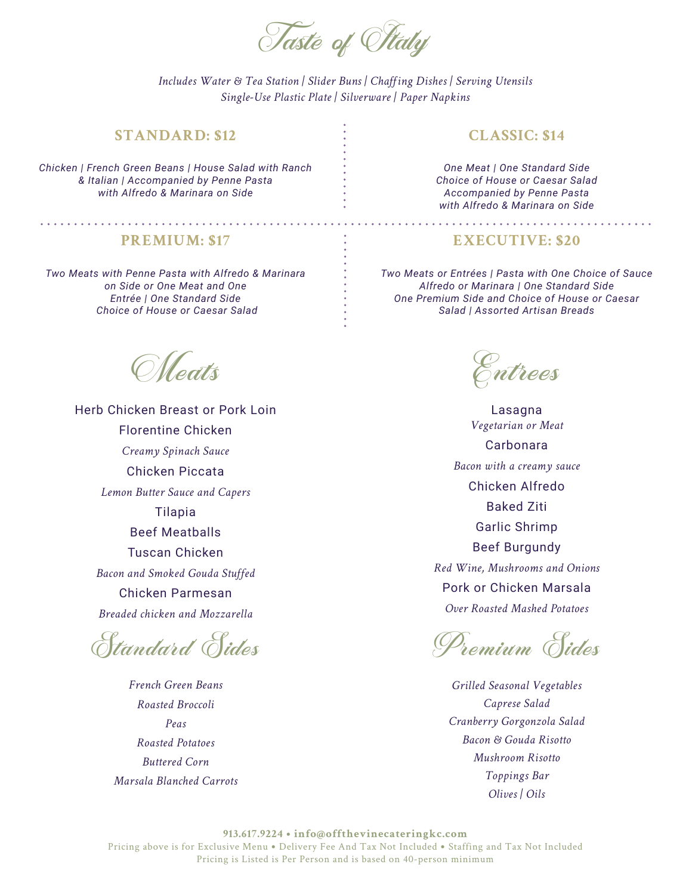# Taste of Italy

*Includes Water & Tea Station | Slider Buns | Chaffing Dishes | Serving Utensils*
*Single-Use Plastic Plate | Silverware | Paper Napkins*

## STANDARD: $12

*Chicken | French Green Beans | House Salad with Ranch & Italian | Accompanied by Penne Pasta with Alfredo & Marinara on Side*

## CLASSIC: $14

*One Meat | One Standard Side*
*Choice of House or Caesar Salad*
*Accompanied by Penne Pasta with Alfredo & Marinara on Side*

## PREMIUM: $17

*Two Meats with Penne Pasta with Alfredo & Marinara on Side or One Meat and One Entrée | One Standard Side*
*Choice of House or Caesar Salad*

## EXECUTIVE: $20

*Two Meats or Entrées | Pasta with One Choice of Sauce Alfredo or Marinara | One Standard Side*
*One Premium Side and Choice of House or Caesar Salad | Assorted Artisan Breads*

## Meats

Herb Chicken Breast or Pork Loin

Florentine Chicken
*Creamy Spinach Sauce*

Chicken Piccata
*Lemon Butter Sauce and Capers*

Tilapia

Beef Meatballs

Tuscan Chicken
*Bacon and Smoked Gouda Stuffed*

Chicken Parmesan
*Breaded chicken and Mozzarella*

## Standard Sides

*French Green Beans*
*Roasted Broccoli*
*Peas*
*Roasted Potatoes*
*Buttered Corn*
*Marsala Blanched Carrots*

## Entrees

Lasagna
*Vegetarian or Meat*

Carbonara
*Bacon with a creamy sauce*

Chicken Alfredo

Baked Ziti

Garlic Shrimp

Beef Burgundy
*Red Wine, Mushrooms and Onions*

Pork or Chicken Marsala
*Over Roasted Mashed Potatoes*

## Premium Sides

*Grilled Seasonal Vegetables*
*Caprese Salad*
*Cranberry Gorgonzola Salad*
*Bacon & Gouda Risotto*
*Mushroom Risotto*
*Toppings Bar*
*Olives | Oils*

**913.617.9224 • info@offthevinecateringkc.com**
Pricing above is for Exclusive Menu • Delivery Fee And Tax Not Included • Staffing and Tax Not Included
Pricing is Listed is Per Person and is based on 40-person minimum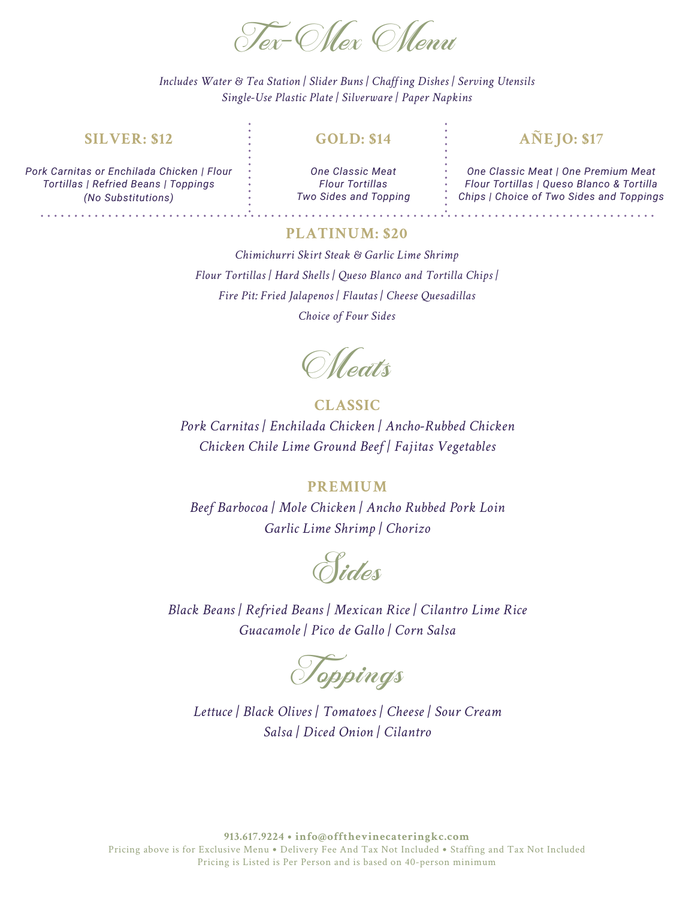# Tex-Mex Menu

*Includes Water & Tea Station | Slider Buns | Chaffing Dishes | Serving Utensils*
*Single-Use Plastic Plate | Silverware | Paper Napkins*

## SILVER: $12

*Pork Carnitas or Enchilada Chicken | Flour Tortillas | Refried Beans | Toppings (No Substitutions)*

## GOLD: $14

*One Classic Meat*
*Flour Tortillas*
*Two Sides and Topping*

## AÑEJO: $17

*One Classic Meat | One Premium Meat*
*Flour Tortillas | Queso Blanco & Tortilla Chips | Choice of Two Sides and Toppings*

## PLATINUM: $20

*Chimichurri Skirt Steak & Garlic Lime Shrimp*
*Flour Tortillas | Hard Shells | Queso Blanco and Tortilla Chips |*
*Fire Pit: Fried Jalapenos | Flautas | Cheese Quesadillas*
*Choice of Four Sides*

# Meats

### CLASSIC

*Pork Carnitas | Enchilada Chicken | Ancho-Rubbed Chicken*
*Chicken Chile Lime Ground Beef | Fajitas Vegetables*

### PREMIUM

*Beef Barbocoa | Mole Chicken | Ancho Rubbed Pork Loin*
*Garlic Lime Shrimp | Chorizo*

# Sides

*Black Beans | Refried Beans | Mexican Rice | Cilantro Lime Rice*
*Guacamole | Pico de Gallo | Corn Salsa*

# Toppings

*Lettuce | Black Olives | Tomatoes | Cheese | Sour Cream*
*Salsa | Diced Onion | Cilantro*

**913.617.9224 • info@offthevinecateringkc.com**
Pricing above is for Exclusive Menu • Delivery Fee And Tax Not Included • Staffing and Tax Not Included
Pricing is Listed is Per Person and is based on 40-person minimum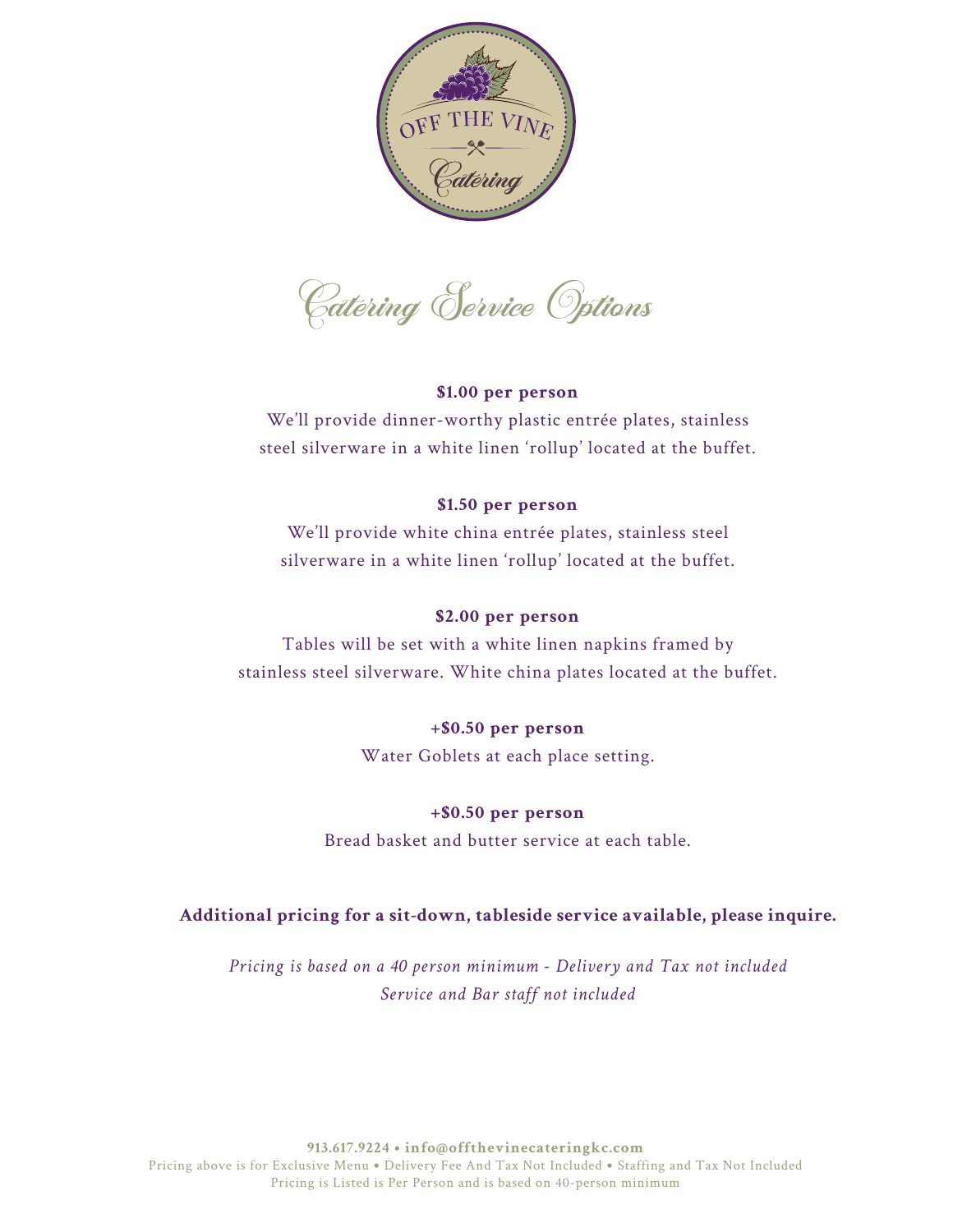OFF THE VINE Catering

# Catering Service Options

**$1.00 per person**

We'll provide dinner-worthy plastic entrée plates, stainless steel silverware in a white linen 'rollup' located at the buffet.

**$1.50 per person**

We'll provide white china entrée plates, stainless steel silverware in a white linen 'rollup' located at the buffet.

**$2.00 per person**

Tables will be set with a white linen napkins framed by stainless steel silverware. White china plates located at the buffet.

**+$0.50 per person**

Water Goblets at each place setting.

**+$0.50 per person**

Bread basket and butter service at each table.

**Additional pricing for a sit-down, tableside service available, please inquire.**

*Pricing is based on a 40 person minimum - Delivery and Tax not included*
*Service and Bar staff not included*

**913.617.9224 • info@offthevinecateringkc.com**
Pricing above is for Exclusive Menu • Delivery Fee And Tax Not Included • Staffing and Tax Not Included
Pricing is Listed is Per Person and is based on 40-person minimum